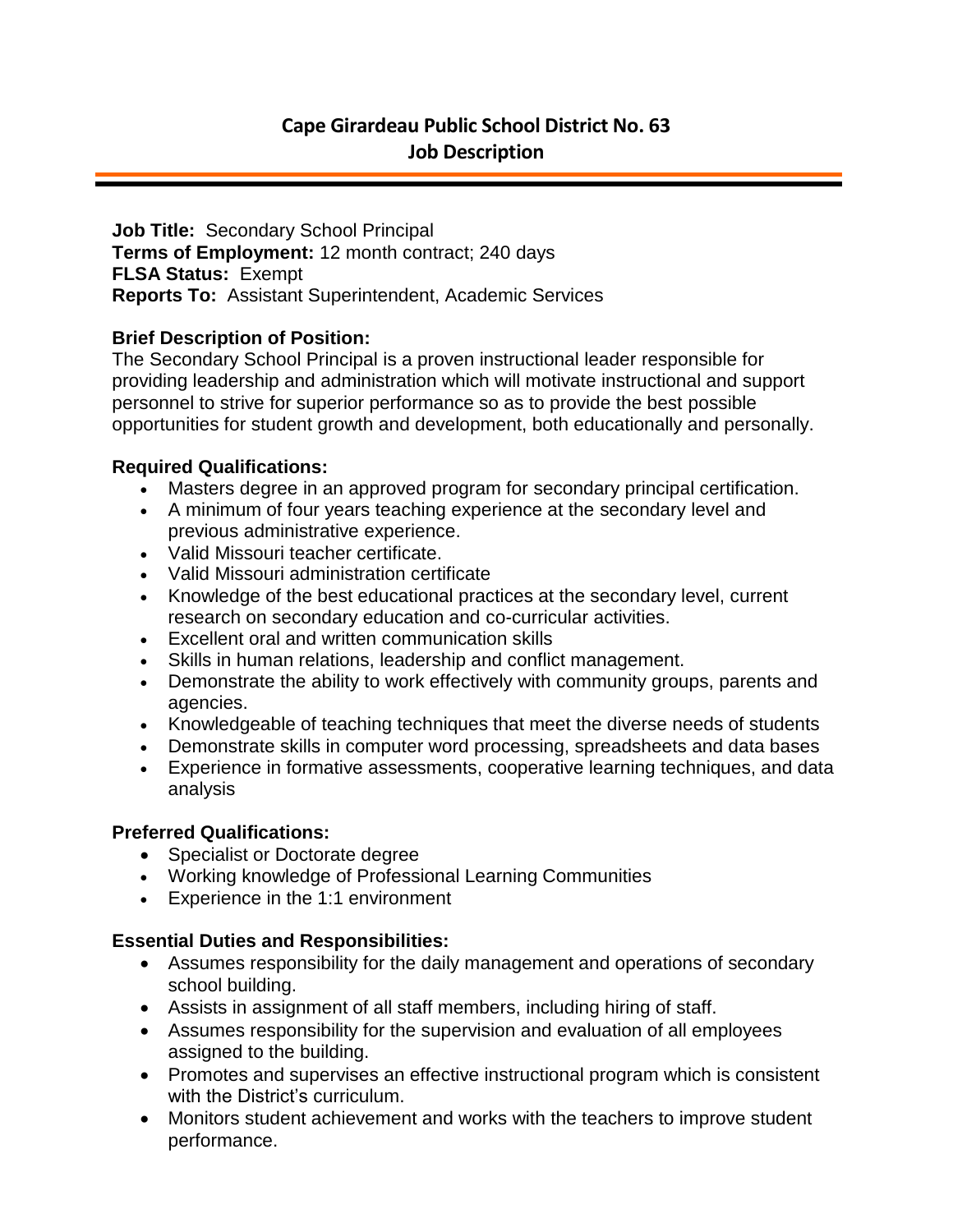# Cape Girardeau Public School District No. 63
## Job Description

**Job Title:** Secondary School Principal
**Terms of Employment:** 12 month contract; 240 days
**FLSA Status:** Exempt
**Reports To:** Assistant Superintendent, Academic Services

**Brief Description of Position:**
The Secondary School Principal is a proven instructional leader responsible for providing leadership and administration which will motivate instructional and support personnel to strive for superior performance so as to provide the best possible opportunities for student growth and development, both educationally and personally.

**Required Qualifications:**

- Masters degree in an approved program for secondary principal certification.
- A minimum of four years teaching experience at the secondary level and previous administrative experience.
- Valid Missouri teacher certificate.
- Valid Missouri administration certificate
- Knowledge of the best educational practices at the secondary level, current research on secondary education and co-curricular activities.
- Excellent oral and written communication skills
- Skills in human relations, leadership and conflict management.
- Demonstrate the ability to work effectively with community groups, parents and agencies.
- Knowledgeable of teaching techniques that meet the diverse needs of students
- Demonstrate skills in computer word processing, spreadsheets and data bases
- Experience in formative assessments, cooperative learning techniques, and data analysis

**Preferred Qualifications:**

- Specialist or Doctorate degree
- Working knowledge of Professional Learning Communities
- Experience in the 1:1 environment

**Essential Duties and Responsibilities:**

- Assumes responsibility for the daily management and operations of secondary school building.
- Assists in assignment of all staff members, including hiring of staff.
- Assumes responsibility for the supervision and evaluation of all employees assigned to the building.
- Promotes and supervises an effective instructional program which is consistent with the District's curriculum.
- Monitors student achievement and works with the teachers to improve student performance.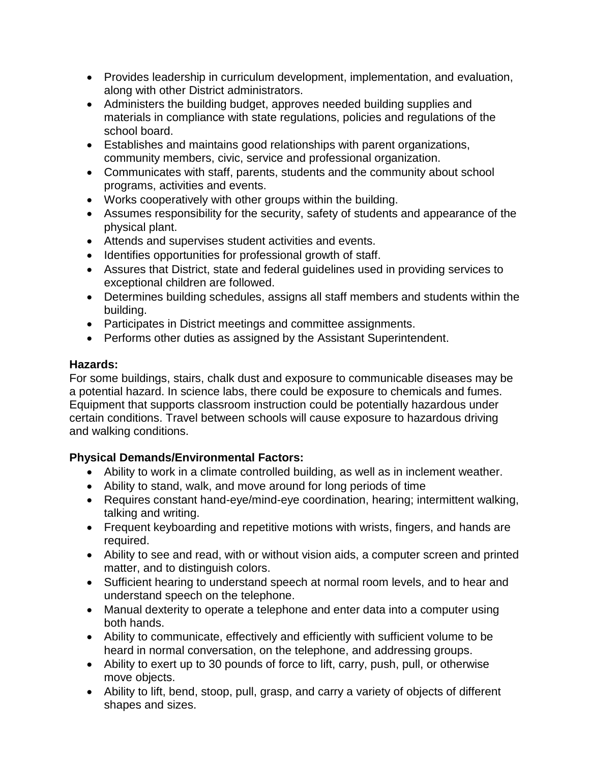- Provides leadership in curriculum development, implementation, and evaluation, along with other District administrators.
- Administers the building budget, approves needed building supplies and materials in compliance with state regulations, policies and regulations of the school board.
- Establishes and maintains good relationships with parent organizations, community members, civic, service and professional organization.
- Communicates with staff, parents, students and the community about school programs, activities and events.
- Works cooperatively with other groups within the building.
- Assumes responsibility for the security, safety of students and appearance of the physical plant.
- Attends and supervises student activities and events.
- Identifies opportunities for professional growth of staff.
- Assures that District, state and federal guidelines used in providing services to exceptional children are followed.
- Determines building schedules, assigns all staff members and students within the building.
- Participates in District meetings and committee assignments.
- Performs other duties as assigned by the Assistant Superintendent.

**Hazards:**
For some buildings, stairs, chalk dust and exposure to communicable diseases may be a potential hazard. In science labs, there could be exposure to chemicals and fumes. Equipment that supports classroom instruction could be potentially hazardous under certain conditions. Travel between schools will cause exposure to hazardous driving and walking conditions.

**Physical Demands/Environmental Factors:**

- Ability to work in a climate controlled building, as well as in inclement weather.
- Ability to stand, walk, and move around for long periods of time
- Requires constant hand-eye/mind-eye coordination, hearing; intermittent walking, talking and writing.
- Frequent keyboarding and repetitive motions with wrists, fingers, and hands are required.
- Ability to see and read, with or without vision aids, a computer screen and printed matter, and to distinguish colors.
- Sufficient hearing to understand speech at normal room levels, and to hear and understand speech on the telephone.
- Manual dexterity to operate a telephone and enter data into a computer using both hands.
- Ability to communicate, effectively and efficiently with sufficient volume to be heard in normal conversation, on the telephone, and addressing groups.
- Ability to exert up to 30 pounds of force to lift, carry, push, pull, or otherwise move objects.
- Ability to lift, bend, stoop, pull, grasp, and carry a variety of objects of different shapes and sizes.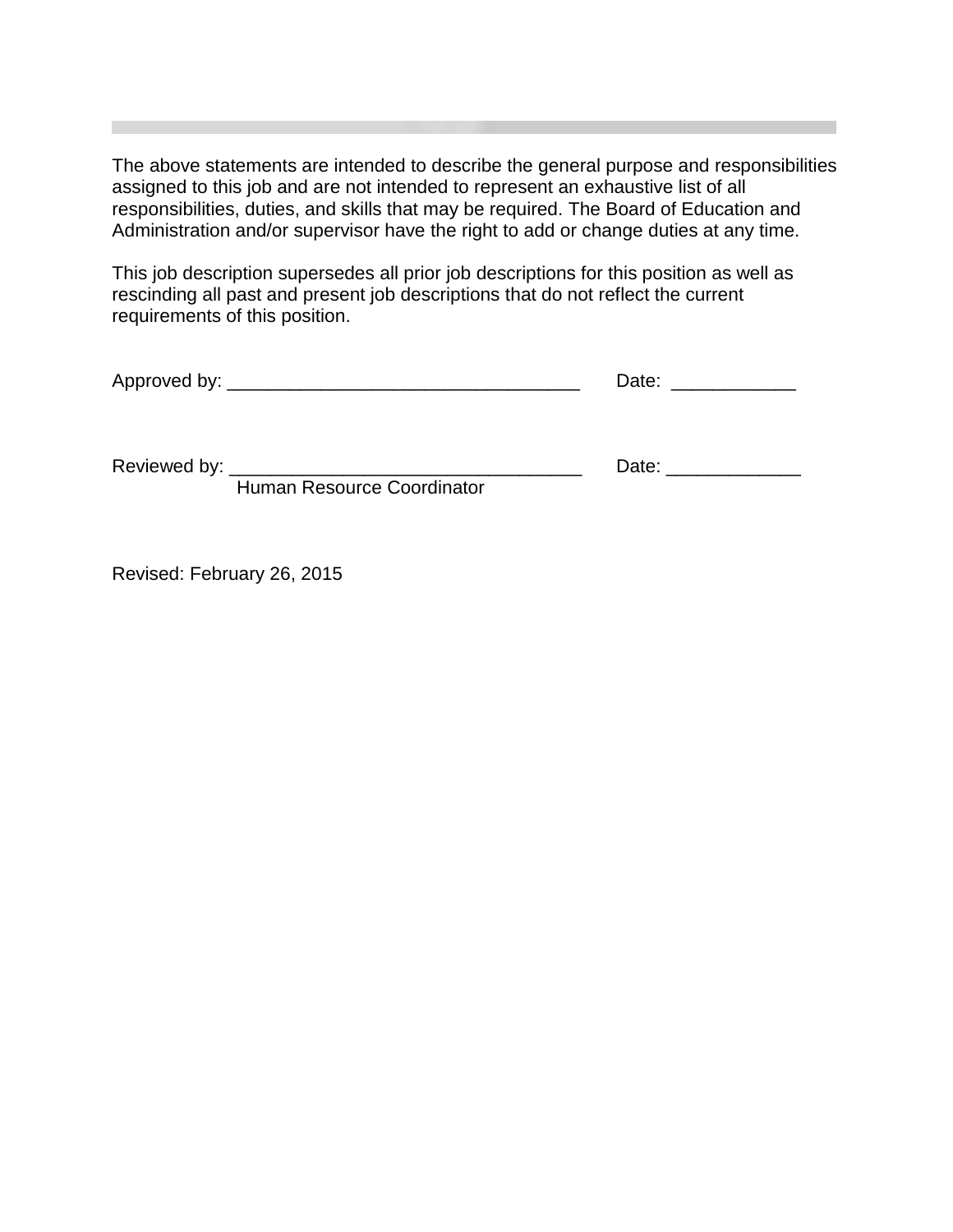The above statements are intended to describe the general purpose and responsibilities assigned to this job and are not intended to represent an exhaustive list of all responsibilities, duties, and skills that may be required. The Board of Education and Administration and/or supervisor have the right to add or change duties at any time.

This job description supersedes all prior job descriptions for this position as well as rescinding all past and present job descriptions that do not reflect the current requirements of this position.

Approved by: ___________________________________ Date: ____________

Reviewed by: ___________________________________ Date: _____________
Human Resource Coordinator

Revised: February 26, 2015